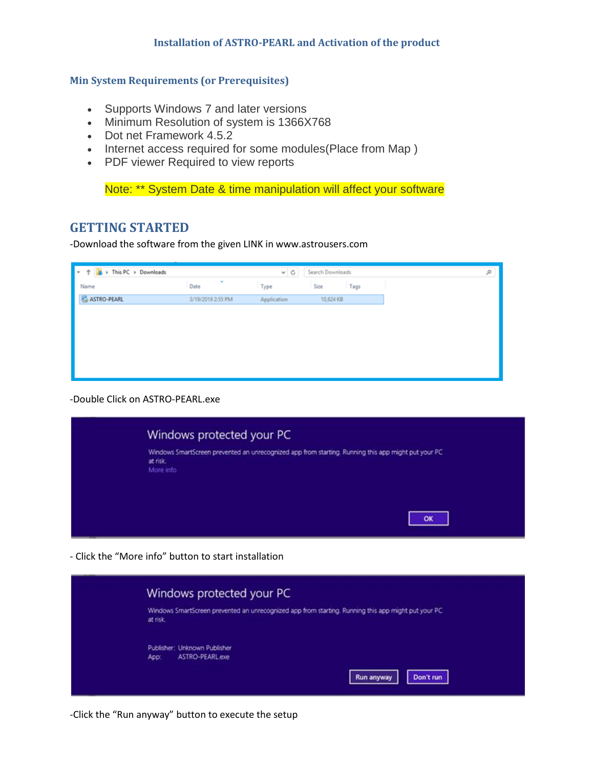# Installation of ASTRO-PEARL and Activation of the product

## Min System Requirements (or Prerequisites)

- Supports Windows 7 and later versions
- Minimum Resolution of system is 1366X768
- Dot net Framework 4.5.2
- Internet access required for some modules(Place from Map )
- PDF viewer Required to view reports

Note: ** System Date & time manipulation will affect your software

## GETTING STARTED

-Download the software from the given LINK in www.astrousers.com

-Double Click on ASTRO-PEARL.exe

- Click the "More info" button to start installation

-Click the "Run anyway" button to execute the setup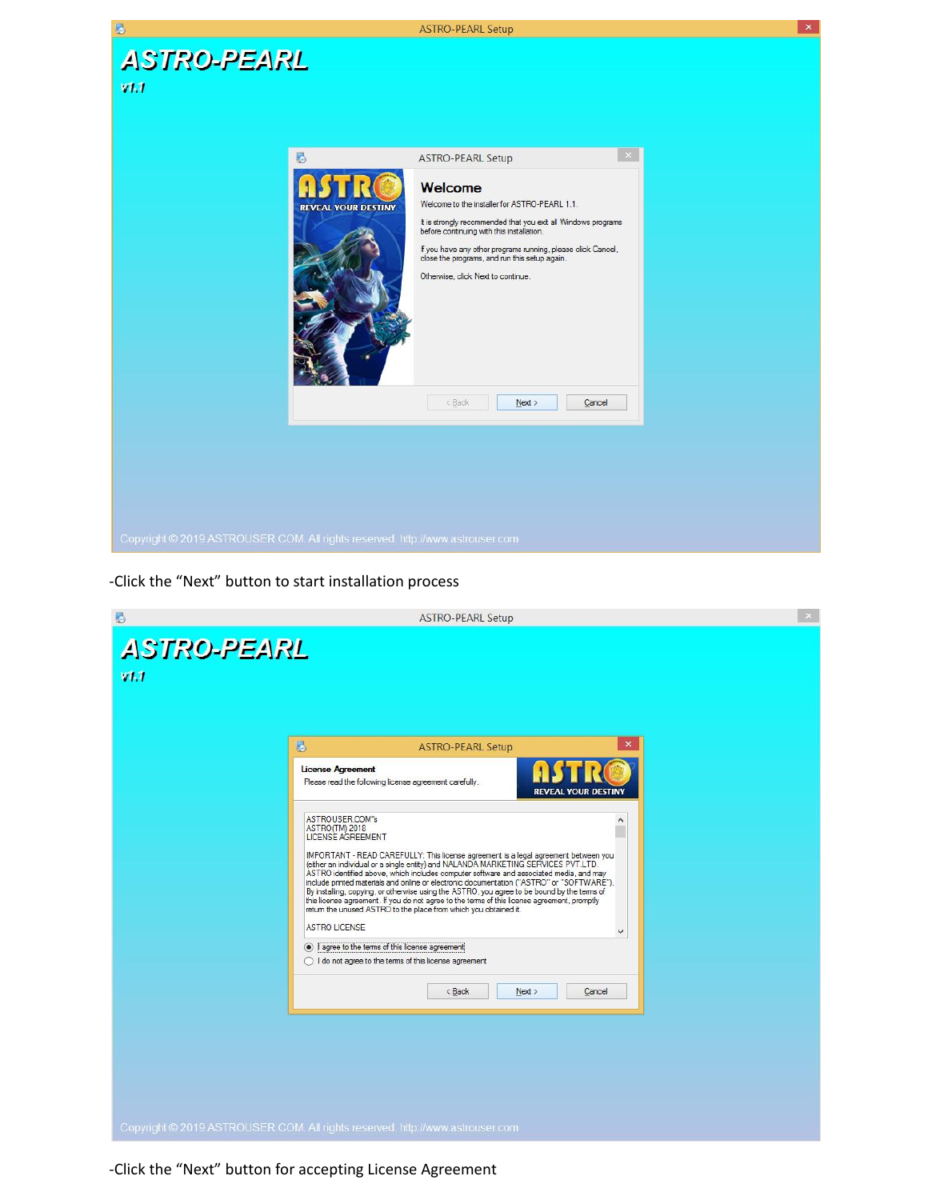-Click the “Next” button to start installation process

-Click the “Next” button for accepting License Agreement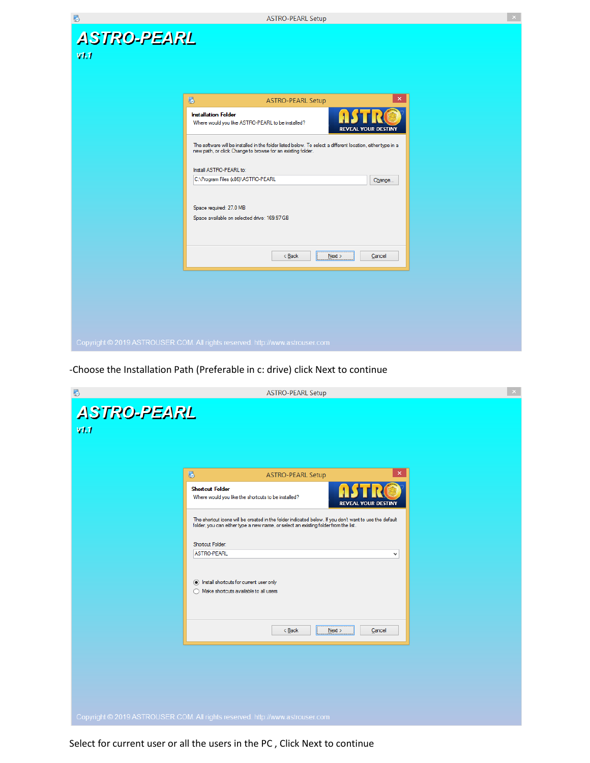ASTRO-PEARL Setup

# ASTRO-PEARL

**v1.1**

ASTRO-PEARL Setup

**Installation Folder**

Where would you like ASTRO-PEARL to be installed?

ASTRO REVEAL YOUR DESTINY

The software will be installed in the folder listed below. To select a different location, either type in a new path, or click Change to browse for an existing folder.

Install ASTRO-PEARL to:

C:\Program Files (x86)\ASTRO-PEARL

Change...

Space required: 27.0 MB

Space available on selected drive: 169.97 GB

< Back | Next > | Cancel

Copyright © 2019 ASTROUSER.COM. All rights reserved. http://www.astrouser.com

-Choose the Installation Path (Preferable in c: drive) click Next to continue

ASTRO-PEARL Setup

# ASTRO-PEARL

**v1.1**

ASTRO-PEARL Setup

**Shortcut Folder**

Where would you like the shortcuts to be installed?

ASTRO REVEAL YOUR DESTINY

The shortcut icons will be created in the folder indicated below. If you dont want to use the default folder, you can either type a new name, or select an existing folder from the list.

Shortcut Folder:

ASTRO-PEARL

- Install shortcuts for current user only
- Make shortcuts available to all users

< Back | Next > | Cancel

Copyright © 2019 ASTROUSER.COM. All rights reserved. http://www.astrouser.com

Select for current user or all the users in the PC , Click Next to continue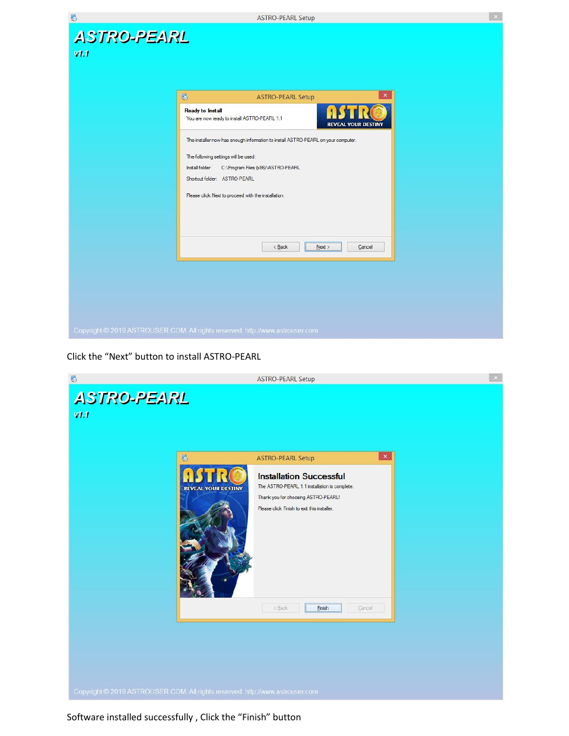Click the “Next” button to install ASTRO-PEARL

Software installed successfully , Click the “Finish” button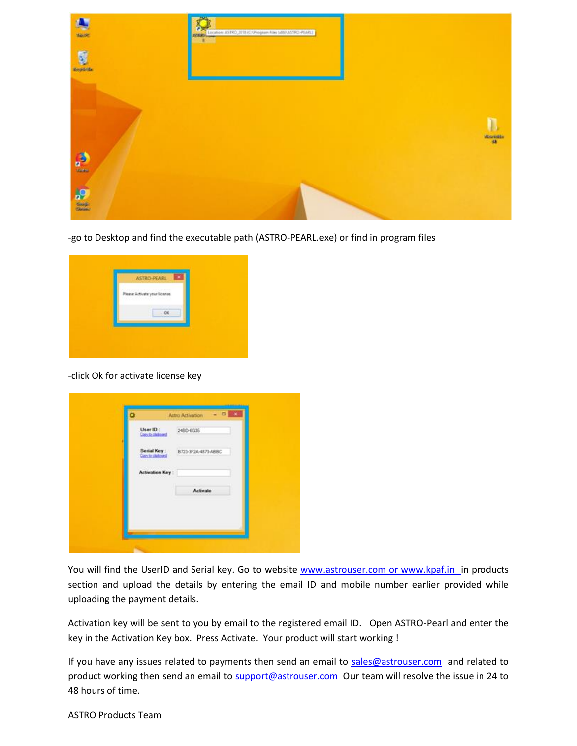-go to Desktop and find the executable path (ASTRO-PEARL.exe) or find in program files

-click Ok for activate license key

You will find the UserID and Serial key. Go to website www.astrouser.com or www.kpaf.in in products section and upload the details by entering the email ID and mobile number earlier provided while uploading the payment details.

Activation key will be sent to you by email to the registered email ID. Open ASTRO-Pearl and enter the key in the Activation Key box. Press Activate. Your product will start working !

If you have any issues related to payments then send an email to sales@astrouser.com and related to product working then send an email to support@astrouser.com Our team will resolve the issue in 24 to 48 hours of time.

ASTRO Products Team